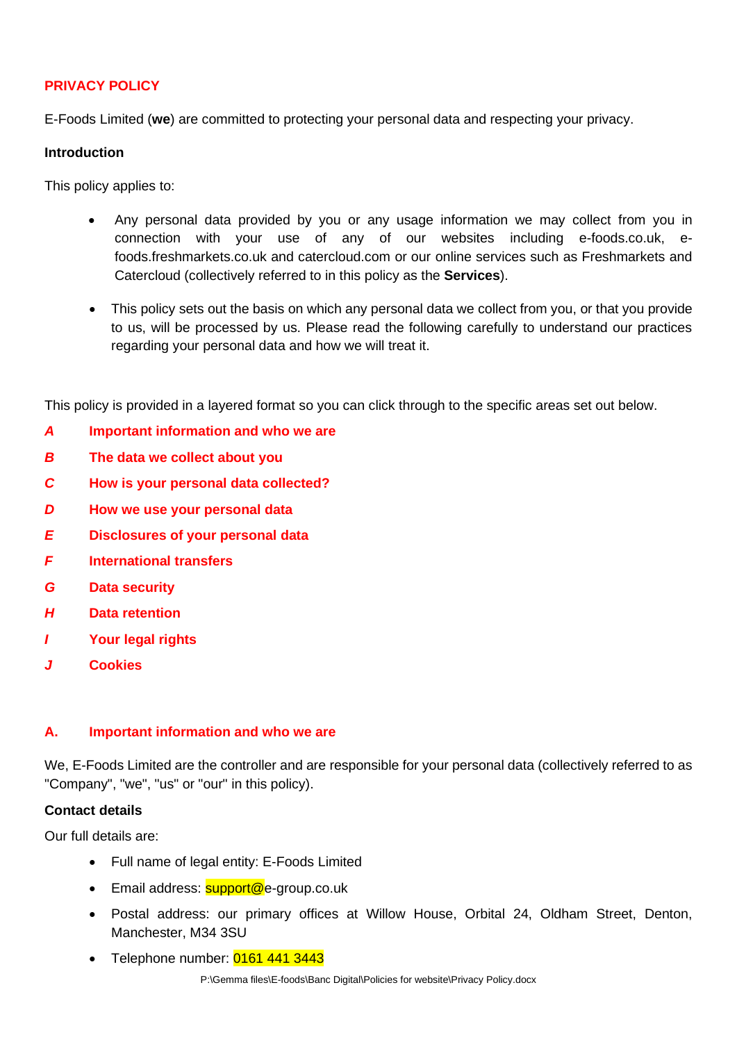# PRIVACY POLICY

E-Foods Limited (**we**) are committed to protecting your personal data and respecting your privacy.

**Introduction**

This policy applies to:

- Any personal data provided by you or any usage information we may collect from you in connection with your use of any of our websites including e-foods.co.uk, e-foods.freshmarkets.co.uk and catercloud.com or our online services such as Freshmarkets and Catercloud (collectively referred to in this policy as the **Services**).
- This policy sets out the basis on which any personal data we collect from you, or that you provide to us, will be processed by us. Please read the following carefully to understand our practices regarding your personal data and how we will treat it.

This policy is provided in a layered format so you can click through to the specific areas set out below.

***A*** **Important information and who we are**

***B*** **The data we collect about you**

***C*** **How is your personal data collected?**

***D*** **How we use your personal data**

***E*** **Disclosures of your personal data**

***F*** **International transfers**

***G*** **Data security**

***H*** **Data retention**

***I*** **Your legal rights**

***J*** **Cookies**

## A. Important information and who we are

We, E-Foods Limited are the controller and are responsible for your personal data (collectively referred to as "Company", "we", "us" or "our" in this policy).

**Contact details**

Our full details are:

- Full name of legal entity: E-Foods Limited
- Email address: support@e-group.co.uk
- Postal address: our primary offices at Willow House, Orbital 24, Oldham Street, Denton, Manchester, M34 3SU
- Telephone number: 0161 441 3443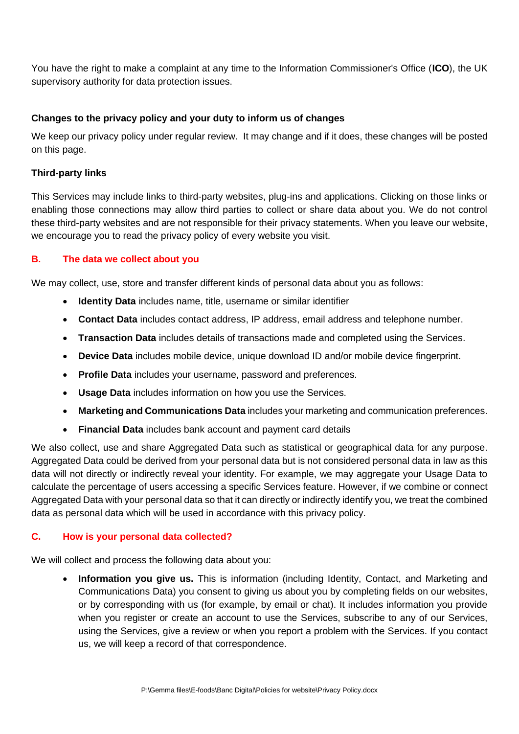You have the right to make a complaint at any time to the Information Commissioner's Office (**ICO**), the UK supervisory authority for data protection issues.

**Changes to the privacy policy and your duty to inform us of changes**

We keep our privacy policy under regular review. It may change and if it does, these changes will be posted on this page.

**Third-party links**

This Services may include links to third-party websites, plug-ins and applications. Clicking on those links or enabling those connections may allow third parties to collect or share data about you. We do not control these third-party websites and are not responsible for their privacy statements. When you leave our website, we encourage you to read the privacy policy of every website you visit.

## B. The data we collect about you

We may collect, use, store and transfer different kinds of personal data about you as follows:

- **Identity Data** includes name, title, username or similar identifier
- **Contact Data** includes contact address, IP address, email address and telephone number.
- **Transaction Data** includes details of transactions made and completed using the Services.
- **Device Data** includes mobile device, unique download ID and/or mobile device fingerprint.
- **Profile Data** includes your username, password and preferences.
- **Usage Data** includes information on how you use the Services.
- **Marketing and Communications Data** includes your marketing and communication preferences.
- **Financial Data** includes bank account and payment card details

We also collect, use and share Aggregated Data such as statistical or geographical data for any purpose. Aggregated Data could be derived from your personal data but is not considered personal data in law as this data will not directly or indirectly reveal your identity. For example, we may aggregate your Usage Data to calculate the percentage of users accessing a specific Services feature. However, if we combine or connect Aggregated Data with your personal data so that it can directly or indirectly identify you, we treat the combined data as personal data which will be used in accordance with this privacy policy.

## C. How is your personal data collected?

We will collect and process the following data about you:

- **Information you give us.** This is information (including Identity, Contact, and Marketing and Communications Data) you consent to giving us about you by completing fields on our websites, or by corresponding with us (for example, by email or chat). It includes information you provide when you register or create an account to use the Services, subscribe to any of our Services, using the Services, give a review or when you report a problem with the Services. If you contact us, we will keep a record of that correspondence.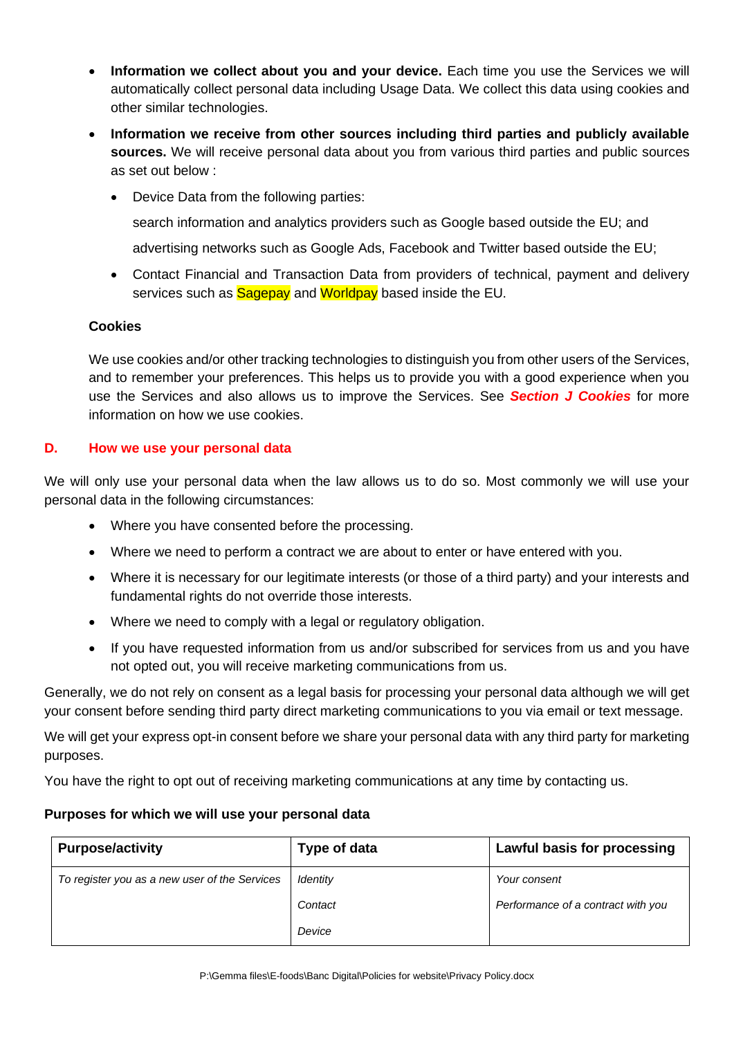- **Information we collect about you and your device.** Each time you use the Services we will automatically collect personal data including Usage Data. We collect this data using cookies and other similar technologies.
- **Information we receive from other sources including third parties and publicly available sources.** We will receive personal data about you from various third parties and public sources as set out below :
  - Device Data from the following parties:

    search information and analytics providers such as Google based outside the EU; and

    advertising networks such as Google Ads, Facebook and Twitter based outside the EU;
  - Contact Financial and Transaction Data from providers of technical, payment and delivery services such as Sagepay and Worldpay based inside the EU.

**Cookies**

We use cookies and/or other tracking technologies to distinguish you from other users of the Services, and to remember your preferences. This helps us to provide you with a good experience when you use the Services and also allows us to improve the Services. See ***Section J Cookies*** for more information on how we use cookies.

## D. How we use your personal data

We will only use your personal data when the law allows us to do so. Most commonly we will use your personal data in the following circumstances:

- Where you have consented before the processing.
- Where we need to perform a contract we are about to enter or have entered with you.
- Where it is necessary for our legitimate interests (or those of a third party) and your interests and fundamental rights do not override those interests.
- Where we need to comply with a legal or regulatory obligation.
- If you have requested information from us and/or subscribed for services from us and you have not opted out, you will receive marketing communications from us.

Generally, we do not rely on consent as a legal basis for processing your personal data although we will get your consent before sending third party direct marketing communications to you via email or text message.

We will get your express opt-in consent before we share your personal data with any third party for marketing purposes.

You have the right to opt out of receiving marketing communications at any time by contacting us.

**Purposes for which we will use your personal data**

| Purpose/activity | Type of data | Lawful basis for processing |
|---|---|---|
| *To register you as a new user of the Services* | *Identity*<br>*Contact*<br>*Device* | *Your consent*<br>*Performance of a contract with you* |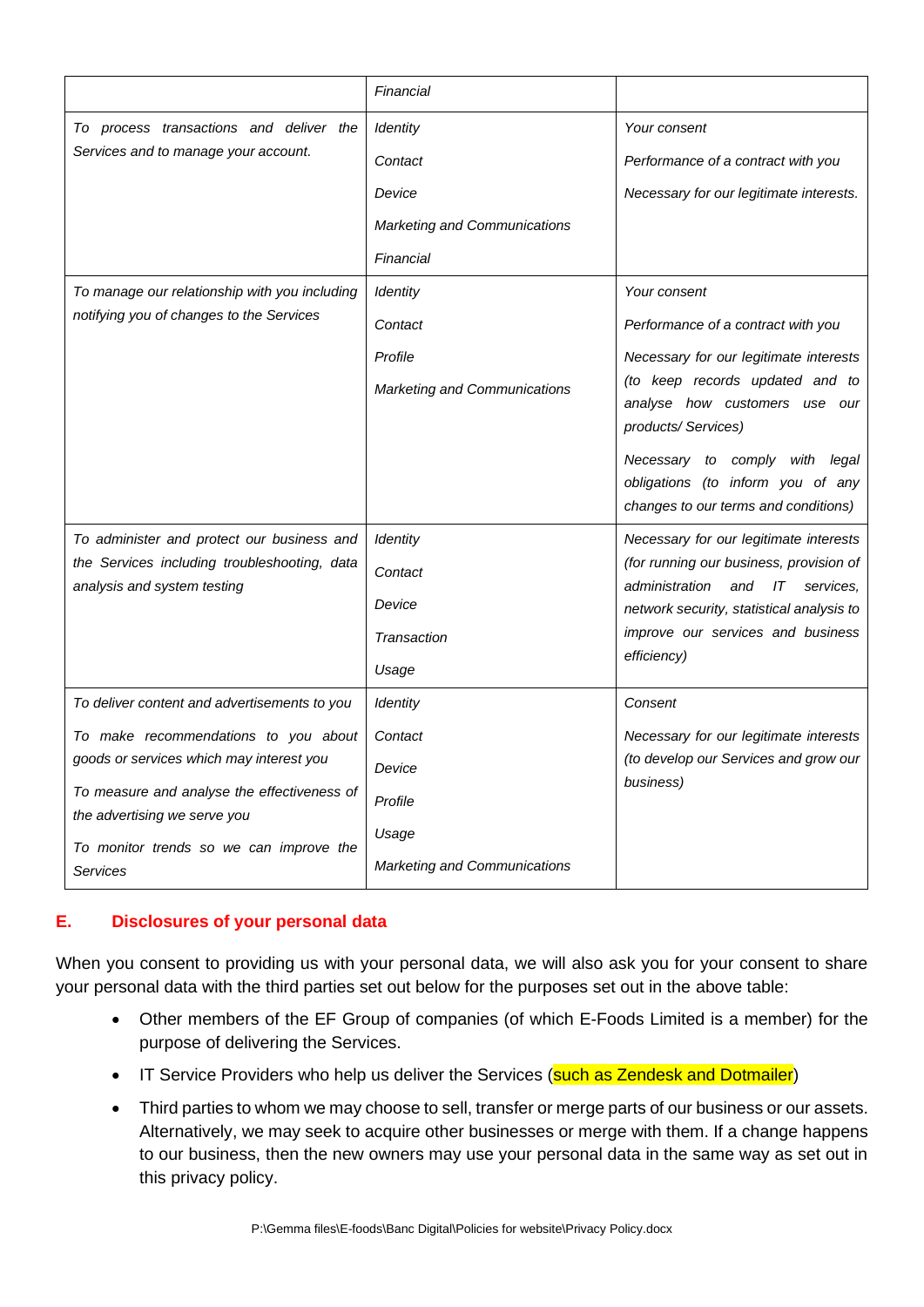| | | |
|---|---|---|
| | *Financial* | |
| *To process transactions and deliver the Services and to manage your account.* | *Identity*<br>*Contact*<br>*Device*<br>*Marketing and Communications*<br>*Financial* | *Your consent*<br>*Performance of a contract with you*<br>*Necessary for our legitimate interests.* |
| *To manage our relationship with you including notifying you of changes to the Services* | *Identity*<br>*Contact*<br>*Profile*<br>*Marketing and Communications* | *Your consent*<br>*Performance of a contract with you*<br>*Necessary for our legitimate interests (to keep records updated and to analyse how customers use our products/ Services)*<br>*Necessary to comply with legal obligations (to inform you of any changes to our terms and conditions)* |
| *To administer and protect our business and the Services including troubleshooting, data analysis and system testing* | *Identity*<br>*Contact*<br>*Device*<br>*Transaction*<br>*Usage* | *Necessary for our legitimate interests (for running our business, provision of administration and IT services, network security, statistical analysis to improve our services and business efficiency)* |
| *To deliver content and advertisements to you*<br>*To make recommendations to you about goods or services which may interest you*<br>*To measure and analyse the effectiveness of the advertising we serve you*<br>*To monitor trends so we can improve the Services* | *Identity*<br>*Contact*<br>*Device*<br>*Profile*<br>*Usage*<br>*Marketing and Communications* | *Consent*<br>*Necessary for our legitimate interests (to develop our Services and grow our business)* |

## E. Disclosures of your personal data

When you consent to providing us with your personal data, we will also ask you for your consent to share your personal data with the third parties set out below for the purposes set out in the above table:

- Other members of the EF Group of companies (of which E-Foods Limited is a member) for the purpose of delivering the Services.
- IT Service Providers who help us deliver the Services (such as Zendesk and Dotmailer)
- Third parties to whom we may choose to sell, transfer or merge parts of our business or our assets. Alternatively, we may seek to acquire other businesses or merge with them. If a change happens to our business, then the new owners may use your personal data in the same way as set out in this privacy policy.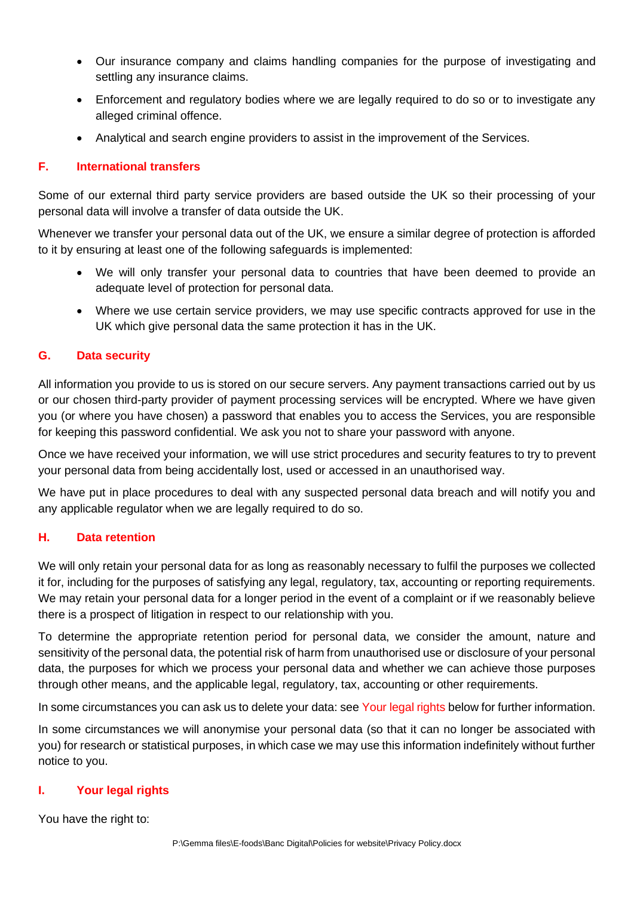- Our insurance company and claims handling companies for the purpose of investigating and settling any insurance claims.
- Enforcement and regulatory bodies where we are legally required to do so or to investigate any alleged criminal offence.
- Analytical and search engine providers to assist in the improvement of the Services.

## F. International transfers

Some of our external third party service providers are based outside the UK so their processing of your personal data will involve a transfer of data outside the UK.

Whenever we transfer your personal data out of the UK, we ensure a similar degree of protection is afforded to it by ensuring at least one of the following safeguards is implemented:

- We will only transfer your personal data to countries that have been deemed to provide an adequate level of protection for personal data.
- Where we use certain service providers, we may use specific contracts approved for use in the UK which give personal data the same protection it has in the UK.

## G. Data security

All information you provide to us is stored on our secure servers. Any payment transactions carried out by us or our chosen third-party provider of payment processing services will be encrypted. Where we have given you (or where you have chosen) a password that enables you to access the Services, you are responsible for keeping this password confidential. We ask you not to share your password with anyone.

Once we have received your information, we will use strict procedures and security features to try to prevent your personal data from being accidentally lost, used or accessed in an unauthorised way.

We have put in place procedures to deal with any suspected personal data breach and will notify you and any applicable regulator when we are legally required to do so.

## H. Data retention

We will only retain your personal data for as long as reasonably necessary to fulfil the purposes we collected it for, including for the purposes of satisfying any legal, regulatory, tax, accounting or reporting requirements. We may retain your personal data for a longer period in the event of a complaint or if we reasonably believe there is a prospect of litigation in respect to our relationship with you.

To determine the appropriate retention period for personal data, we consider the amount, nature and sensitivity of the personal data, the potential risk of harm from unauthorised use or disclosure of your personal data, the purposes for which we process your personal data and whether we can achieve those purposes through other means, and the applicable legal, regulatory, tax, accounting or other requirements.

In some circumstances you can ask us to delete your data: see Your legal rights below for further information.

In some circumstances we will anonymise your personal data (so that it can no longer be associated with you) for research or statistical purposes, in which case we may use this information indefinitely without further notice to you.

## I. Your legal rights

You have the right to: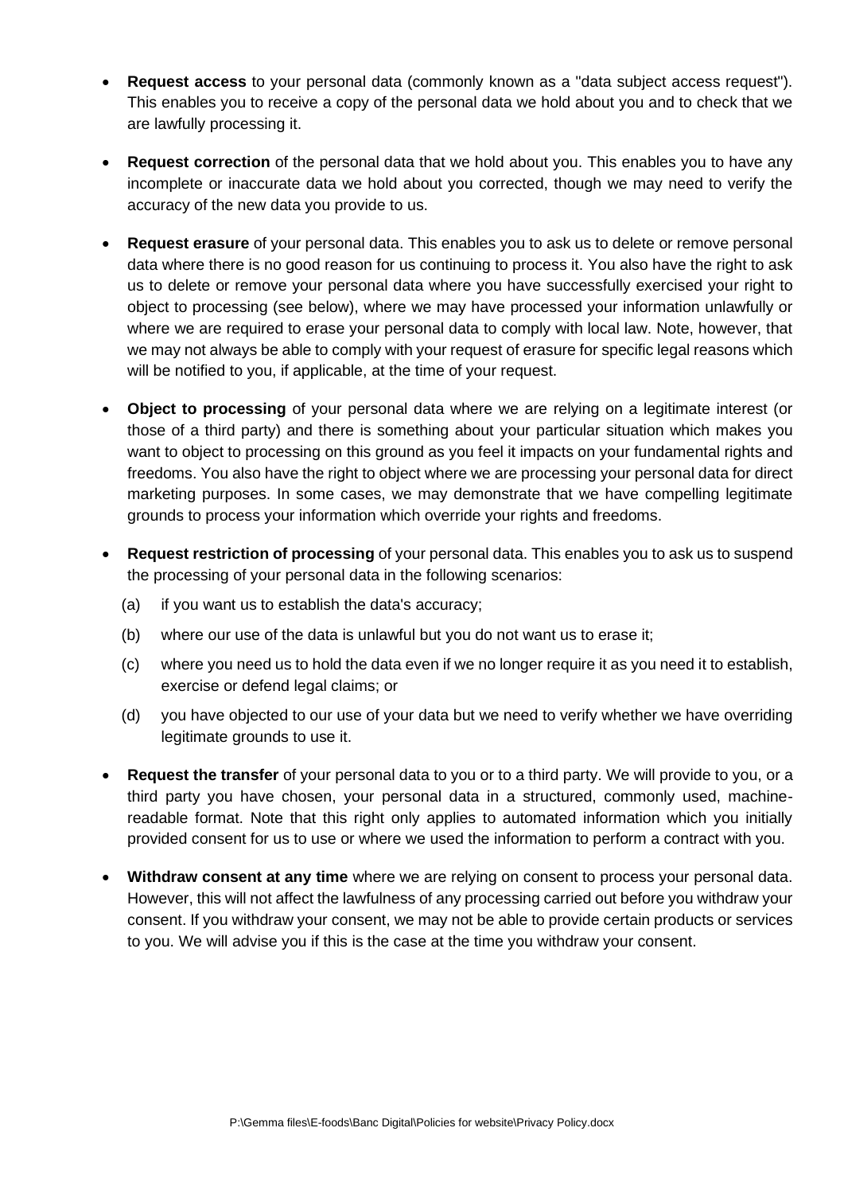- **Request access** to your personal data (commonly known as a "data subject access request"). This enables you to receive a copy of the personal data we hold about you and to check that we are lawfully processing it.

- **Request correction** of the personal data that we hold about you. This enables you to have any incomplete or inaccurate data we hold about you corrected, though we may need to verify the accuracy of the new data you provide to us.

- **Request erasure** of your personal data. This enables you to ask us to delete or remove personal data where there is no good reason for us continuing to process it. You also have the right to ask us to delete or remove your personal data where you have successfully exercised your right to object to processing (see below), where we may have processed your information unlawfully or where we are required to erase your personal data to comply with local law. Note, however, that we may not always be able to comply with your request of erasure for specific legal reasons which will be notified to you, if applicable, at the time of your request.

- **Object to processing** of your personal data where we are relying on a legitimate interest (or those of a third party) and there is something about your particular situation which makes you want to object to processing on this ground as you feel it impacts on your fundamental rights and freedoms. You also have the right to object where we are processing your personal data for direct marketing purposes. In some cases, we may demonstrate that we have compelling legitimate grounds to process your information which override your rights and freedoms.

- **Request restriction of processing** of your personal data. This enables you to ask us to suspend the processing of your personal data in the following scenarios:

  (a) if you want us to establish the data's accuracy;

  (b) where our use of the data is unlawful but you do not want us to erase it;

  (c) where you need us to hold the data even if we no longer require it as you need it to establish, exercise or defend legal claims; or

  (d) you have objected to our use of your data but we need to verify whether we have overriding legitimate grounds to use it.

- **Request the transfer** of your personal data to you or to a third party. We will provide to you, or a third party you have chosen, your personal data in a structured, commonly used, machine-readable format. Note that this right only applies to automated information which you initially provided consent for us to use or where we used the information to perform a contract with you.

- **Withdraw consent at any time** where we are relying on consent to process your personal data. However, this will not affect the lawfulness of any processing carried out before you withdraw your consent. If you withdraw your consent, we may not be able to provide certain products or services to you. We will advise you if this is the case at the time you withdraw your consent.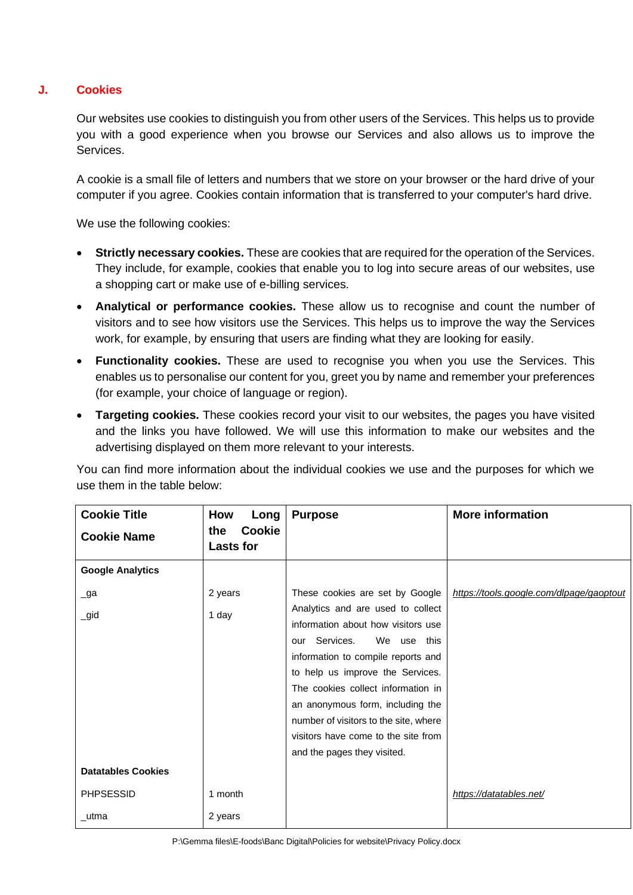## J. Cookies

Our websites use cookies to distinguish you from other users of the Services. This helps us to provide you with a good experience when you browse our Services and also allows us to improve the Services.

A cookie is a small file of letters and numbers that we store on your browser or the hard drive of your computer if you agree. Cookies contain information that is transferred to your computer's hard drive.

We use the following cookies:

- **Strictly necessary cookies.** These are cookies that are required for the operation of the Services. They include, for example, cookies that enable you to log into secure areas of our websites, use a shopping cart or make use of e-billing services.
- **Analytical or performance cookies.** These allow us to recognise and count the number of visitors and to see how visitors use the Services. This helps us to improve the way the Services work, for example, by ensuring that users are finding what they are looking for easily.
- **Functionality cookies.** These are used to recognise you when you use the Services. This enables us to personalise our content for you, greet you by name and remember your preferences (for example, your choice of language or region).
- **Targeting cookies.** These cookies record your visit to our websites, the pages you have visited and the links you have followed. We will use this information to make our websites and the advertising displayed on them more relevant to your interests.

You can find more information about the individual cookies we use and the purposes for which we use them in the table below:

| Cookie Title<br>Cookie Name | How Long the Cookie Lasts for | Purpose | More information |
|---|---|---|---|
| **Google Analytics** | | | |
| _ga | 2 years | These cookies are set by Google Analytics and are used to collect information about how visitors use our Services. We use this information to compile reports and to help us improve the Services. The cookies collect information in an anonymous form, including the number of visitors to the site, where visitors have come to the site from and the pages they visited. | *https://tools.google.com/dlpage/gaoptout* |
| _gid | 1 day | | |
| **Datatables Cookies** | | | |
| PHPSESSID | 1 month | | *https://datatables.net/* |
| _utma | 2 years | | |

P:\Gemma files\E-foods\Banc Digital\Policies for website\Privacy Policy.docx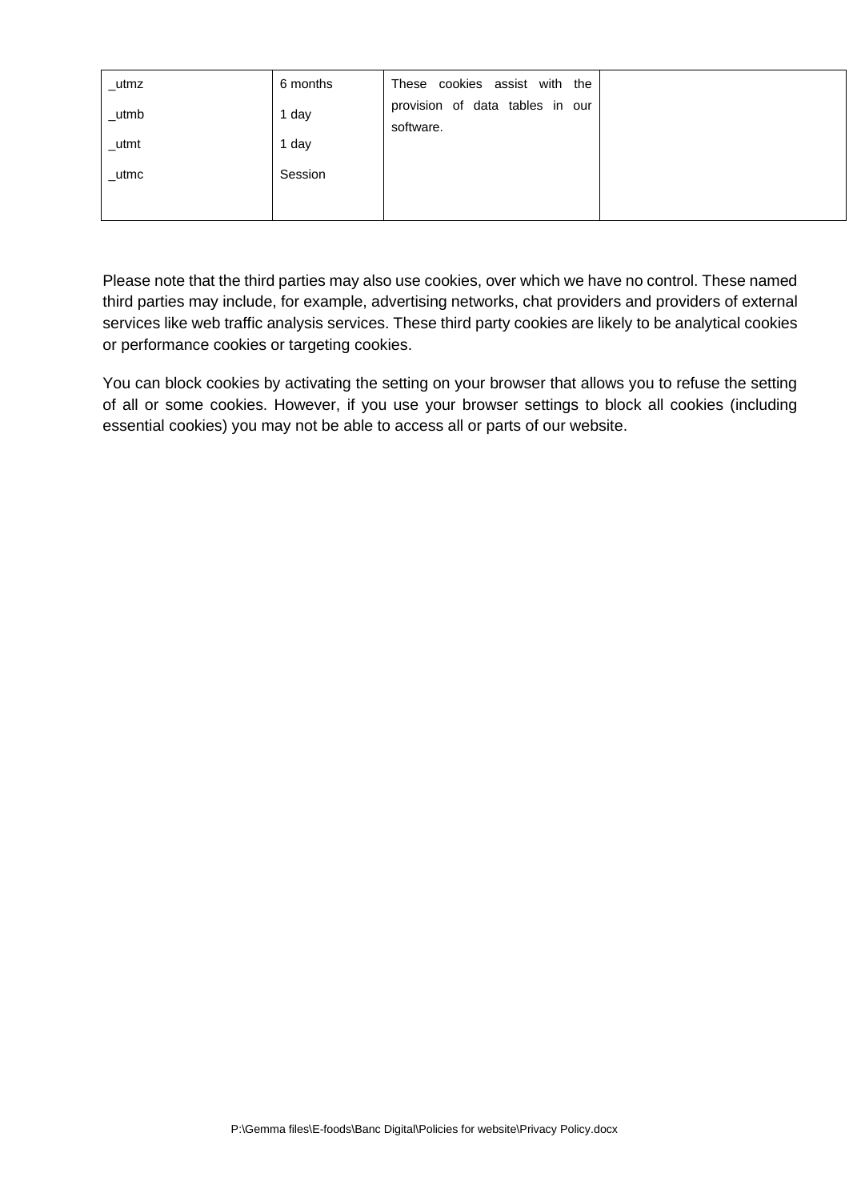| | | | |
|---|---|---|---|
| _utmz<br>_utmb<br>_utmt<br>_utmc | 6 months<br>1 day<br>1 day<br>Session | These cookies assist with the provision of data tables in our software. | |

Please note that the third parties may also use cookies, over which we have no control. These named third parties may include, for example, advertising networks, chat providers and providers of external services like web traffic analysis services. These third party cookies are likely to be analytical cookies or performance cookies or targeting cookies.

You can block cookies by activating the setting on your browser that allows you to refuse the setting of all or some cookies. However, if you use your browser settings to block all cookies (including essential cookies) you may not be able to access all or parts of our website.